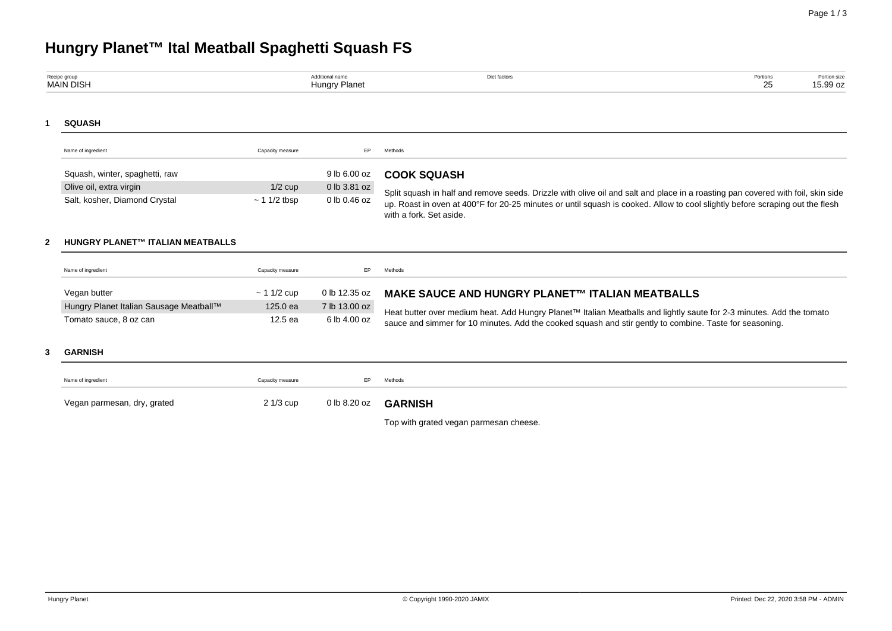# Hungry Planet™ Ital Meatball Spaghetti Squash FS

| Recipe group | Additional name | Diet factors | Portions | Portion size |
|---|---|---|---|---|
| MAIN DISH | Hungry Planet | | 25 | 15.99 oz |

## 1 SQUASH

| Name of ingredient | Capacity measure | EP |
|---|---|---|
| Squash, winter, spaghetti, raw | | 9 lb 6.00 oz |
| Olive oil, extra virgin | 1/2 cup | 0 lb 3.81 oz |
| Salt, kosher, Diamond Crystal | ~ 1 1/2 tbsp | 0 lb 0.46 oz |

**Methods**

### COOK SQUASH

Split squash in half and remove seeds. Drizzle with olive oil and salt and place in a roasting pan covered with foil, skin side up. Roast in oven at 400°F for 20-25 minutes or until squash is cooked. Allow to cool slightly before scraping out the flesh with a fork. Set aside.

## 2 HUNGRY PLANET™ ITALIAN MEATBALLS

| Name of ingredient | Capacity measure | EP |
|---|---|---|
| Vegan butter | ~ 1 1/2 cup | 0 lb 12.35 oz |
| Hungry Planet Italian Sausage Meatball™ | 125.0 ea | 7 lb 13.00 oz |
| Tomato sauce, 8 oz can | 12.5 ea | 6 lb 4.00 oz |

**Methods**

### MAKE SAUCE AND HUNGRY PLANET™ ITALIAN MEATBALLS

Heat butter over medium heat. Add Hungry Planet™ Italian Meatballs and lightly saute for 2-3 minutes. Add the tomato sauce and simmer for 10 minutes. Add the cooked squash and stir gently to combine. Taste for seasoning.

## 3 GARNISH

| Name of ingredient | Capacity measure | EP |
|---|---|---|
| Vegan parmesan, dry, grated | 2 1/3 cup | 0 lb 8.20 oz |

**Methods**

### GARNISH

Top with grated vegan parmesan cheese.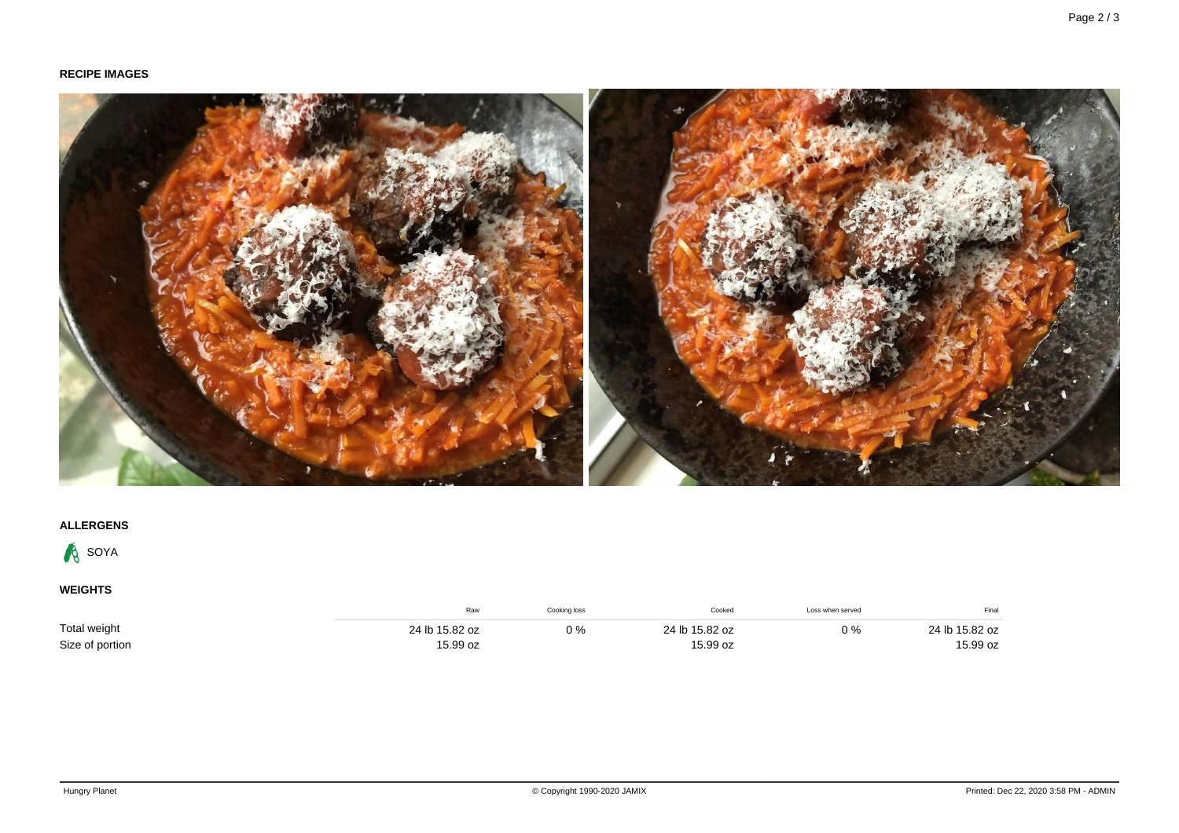**RECIPE IMAGES**

**ALLERGENS**

SOYA

**WEIGHTS**

| | Raw | Cooking loss | Cooked | Loss when served | Final |
|---|---|---|---|---|---|
| Total weight | 24 lb 15.82 oz | 0 % | 24 lb 15.82 oz | 0 % | 24 lb 15.82 oz |
| Size of portion | 15.99 oz | | 15.99 oz | | 15.99 oz |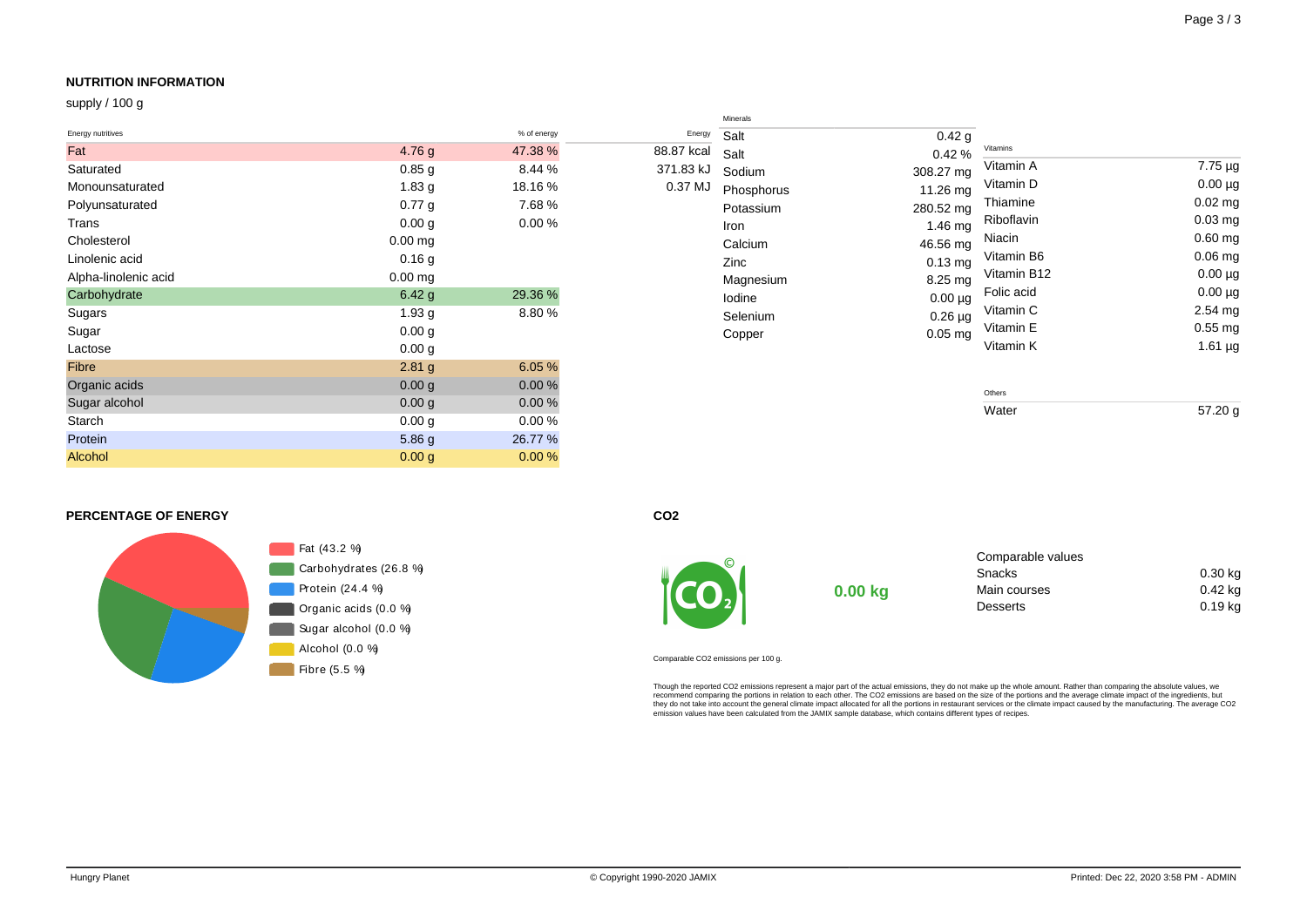## NUTRITION INFORMATION

supply / 100 g

| Energy nutritives | | % of energy |
|---|---|---|
| Fat | 4.76 g | 47.38 % |
| Saturated | 0.85 g | 8.44 % |
| Monounsaturated | 1.83 g | 18.16 % |
| Polyunsaturated | 0.77 g | 7.68 % |
| Trans | 0.00 g | 0.00 % |
| Cholesterol | 0.00 mg | |
| Linolenic acid | 0.16 g | |
| Alpha-linolenic acid | 0.00 mg | |
| Carbohydrate | 6.42 g | 29.36 % |
| Sugars | 1.93 g | 8.80 % |
| Sugar | 0.00 g | |
| Lactose | 0.00 g | |
| Fibre | 2.81 g | 6.05 % |
| Organic acids | 0.00 g | 0.00 % |
| Sugar alcohol | 0.00 g | 0.00 % |
| Starch | 0.00 g | 0.00 % |
| Protein | 5.86 g | 26.77 % |
| Alcohol | 0.00 g | 0.00 % |

| Energy |
|---|
| 88.87 kcal |
| 371.83 kJ |
| 0.37 MJ |

| Minerals | |
|---|---|
| Salt | 0.42 g |
| Salt | 0.42 % |
| Sodium | 308.27 mg |
| Phosphorus | 11.26 mg |
| Potassium | 280.52 mg |
| Iron | 1.46 mg |
| Calcium | 46.56 mg |
| Zinc | 0.13 mg |
| Magnesium | 8.25 mg |
| Iodine | 0.00 µg |
| Selenium | 0.26 µg |
| Copper | 0.05 mg |

| Vitamins | |
|---|---|
| Vitamin A | 7.75 µg |
| Vitamin D | 0.00 µg |
| Thiamine | 0.02 mg |
| Riboflavin | 0.03 mg |
| Niacin | 0.60 mg |
| Vitamin B6 | 0.06 mg |
| Vitamin B12 | 0.00 µg |
| Folic acid | 0.00 µg |
| Vitamin C | 2.54 mg |
| Vitamin E | 0.55 mg |
| Vitamin K | 1.61 µg |

| Others | |
|---|---|
| Water | 57.20 g |

## PERCENTAGE OF ENERGY

Fat (43.2 %)
Carbohydrates (26.8 %)
Protein (24.4 %)
Organic acids (0.0 %)
Sugar alcohol (0.0 %)
Alcohol (0.0 %)
Fibre (5.5 %)

## $CO_2$

$CO_2$ ©

**0.00 kg**

| Comparable values | |
|---|---|
| Snacks | 0.30 kg |
| Main courses | 0.42 kg |
| Desserts | 0.19 kg |

Comparable $CO_2$ emissions per 100 g.

Though the reported $CO_2$ emissions represent a major part of the actual emissions, they do not make up the whole amount. Rather than comparing the absolute values, we recommend comparing the portions in relation to each other. The $CO_2$ emissions are based on the size of the portions and the average climate impact of the ingredients, but they do not take into account the general climate impact allocated for all the portions in restaurant services or the climate impact caused by the manufacturing. The average $CO_2$ emission values have been calculated from the JAMIX sample database, which contains different types of recipes.

Hungry Planet © Copyright 1990-2020 JAMIX Printed: Dec 22, 2020 3:58 PM - ADMIN